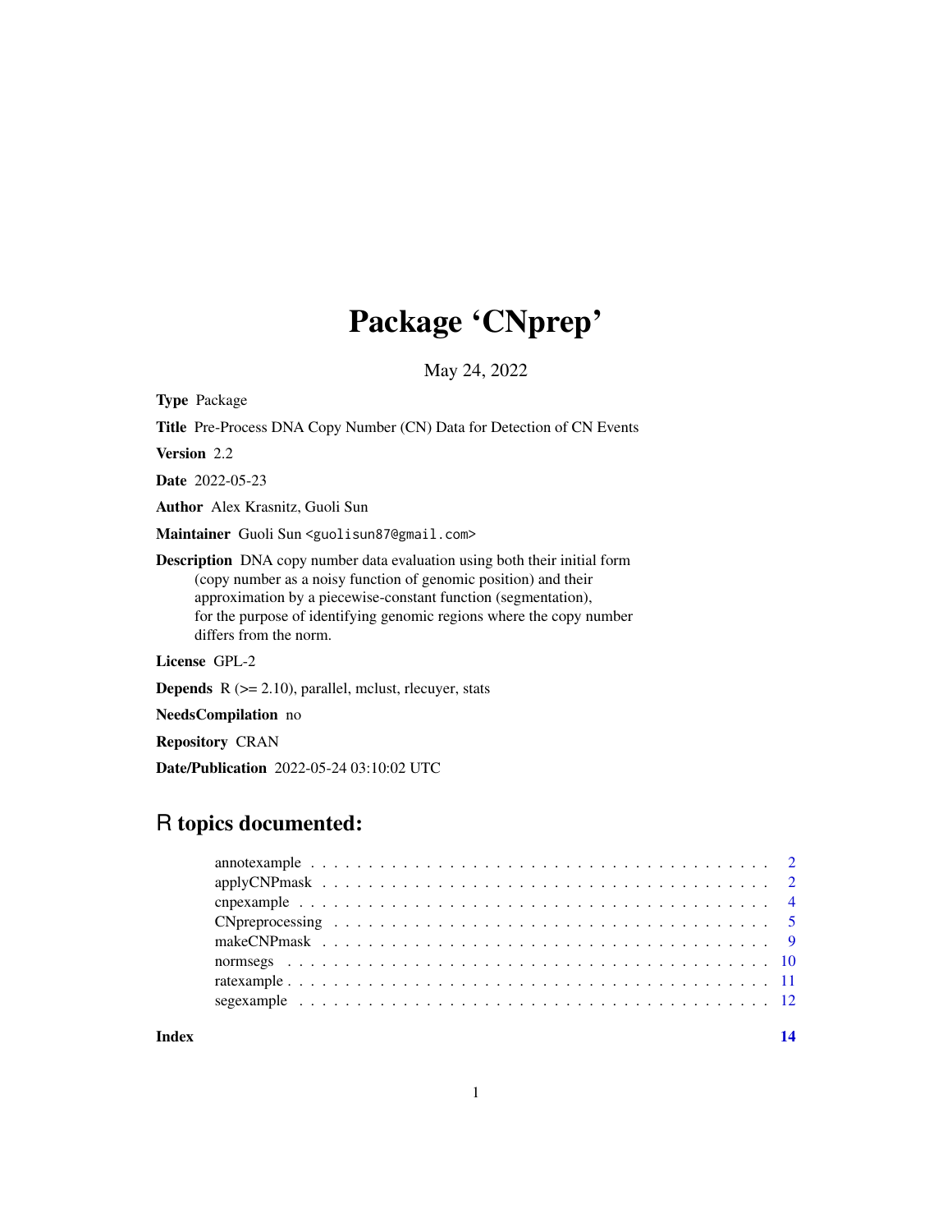# Package 'CNprep'

May 24, 2022

**Type** Package

**Title** Pre-Process DNA Copy Number (CN) Data for Detection of CN Events

**Version** 2.2

**Date** 2022-05-23

**Author** Alex Krasnitz, Guoli Sun

**Maintainer** Guoli Sun <guolisun87@gmail.com>

**Description** DNA copy number data evaluation using both their initial form (copy number as a noisy function of genomic position) and their approximation by a piecewise-constant function (segmentation), for the purpose of identifying genomic regions where the copy number differs from the norm.

**License** GPL-2

**Depends** R (>= 2.10), parallel, mclust, rlecuyer, stats

**NeedsCompilation** no

**Repository** CRAN

**Date/Publication** 2022-05-24 03:10:02 UTC

## R topics documented:

- annotexample . . . . . . . . . . . . . . . . . . . . . . . . . . . . . . . . . . . . . . . . 2
- applyCNPmask . . . . . . . . . . . . . . . . . . . . . . . . . . . . . . . . . . . . . . . 2
- cnpexample . . . . . . . . . . . . . . . . . . . . . . . . . . . . . . . . . . . . . . . . . 4
- CNpreprocessing . . . . . . . . . . . . . . . . . . . . . . . . . . . . . . . . . . . . . . 5
- makeCNPmask . . . . . . . . . . . . . . . . . . . . . . . . . . . . . . . . . . . . . . . 9
- normsegs . . . . . . . . . . . . . . . . . . . . . . . . . . . . . . . . . . . . . . . . . . 10
- ratexample . . . . . . . . . . . . . . . . . . . . . . . . . . . . . . . . . . . . . . . . . 11
- segexample . . . . . . . . . . . . . . . . . . . . . . . . . . . . . . . . . . . . . . . . . 12

**Index** 14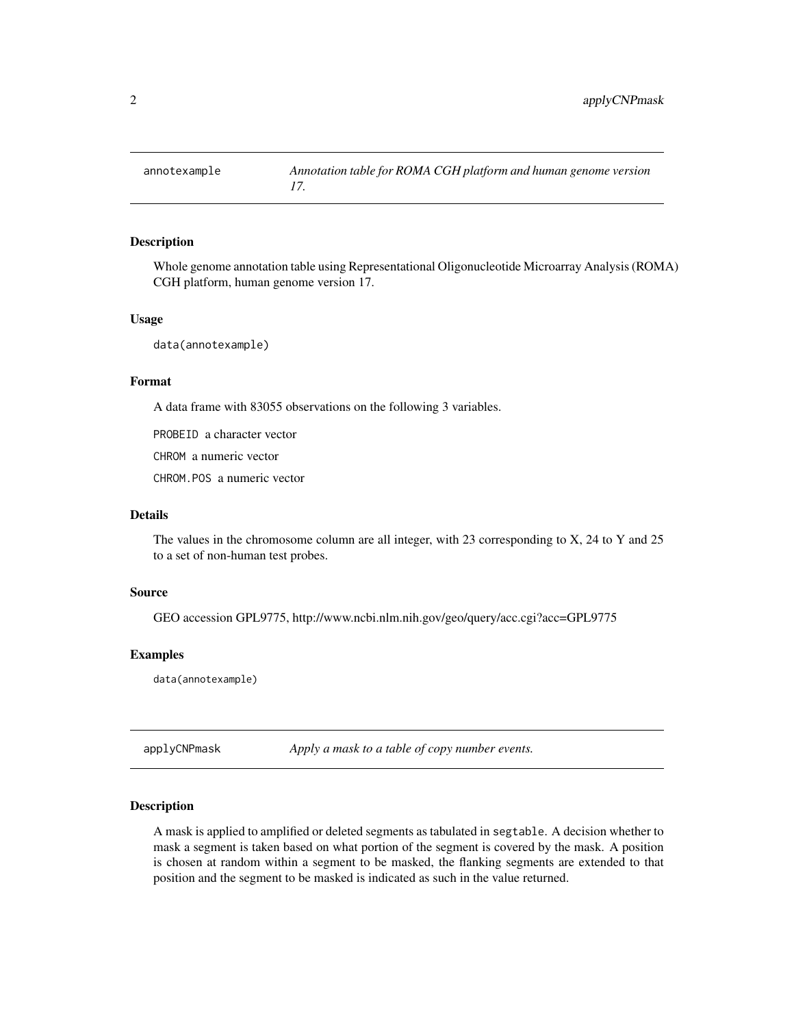## annotexample

*Annotation table for ROMA CGH platform and human genome version 17.*

### Description

Whole genome annotation table using Representational Oligonucleotide Microarray Analysis (ROMA) CGH platform, human genome version 17.

### Usage

```
data(annotexample)
```

### Format

A data frame with 83055 observations on the following 3 variables.

`PROBEID` a character vector

`CHROM` a numeric vector

`CHROM.POS` a numeric vector

### Details

The values in the chromosome column are all integer, with 23 corresponding to X, 24 to Y and 25 to a set of non-human test probes.

### Source

GEO accession GPL9775, http://www.ncbi.nlm.nih.gov/geo/query/acc.cgi?acc=GPL9775

### Examples

```
data(annotexample)
```

## applyCNPmask

*Apply a mask to a table of copy number events.*

### Description

A mask is applied to amplified or deleted segments as tabulated in `segtable`. A decision whether to mask a segment is taken based on what portion of the segment is covered by the mask. A position is chosen at random within a segment to be masked, the flanking segments are extended to that position and the segment to be masked is indicated as such in the value returned.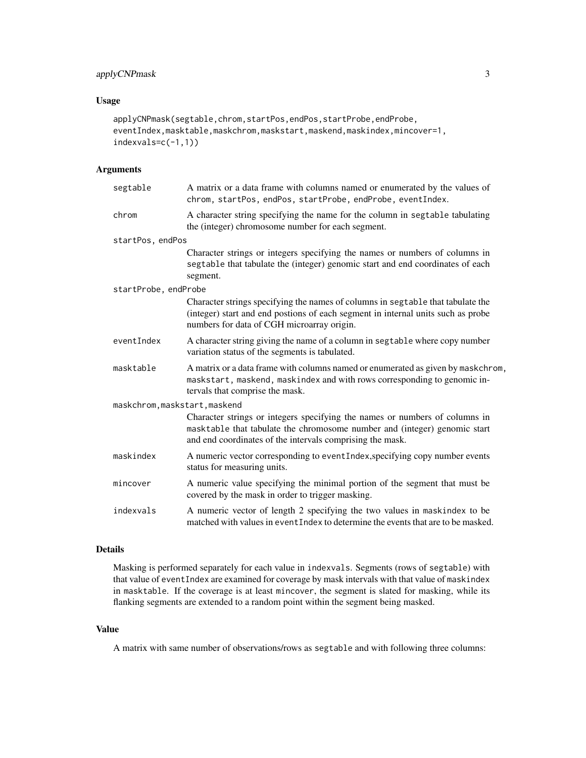## Usage

```
applyCNPmask(segtable,chrom,startPos,endPos,startProbe,endProbe,
eventIndex,masktable,maskchrom,maskstart,maskend,maskindex,mincover=1,
indexvals=c(-1,1))
```

## Arguments

| | |
|---|---|
| segtable | A matrix or a data frame with columns named or enumerated by the values of chrom, startPos, endPos, startProbe, endProbe, eventIndex. |
| chrom | A character string specifying the name for the column in segtable tabulating the (integer) chromosome number for each segment. |
| startPos, endPos | Character strings or integers specifying the names or numbers of columns in segtable that tabulate the (integer) genomic start and end coordinates of each segment. |
| startProbe, endProbe | Character strings specifying the names of columns in segtable that tabulate the (integer) start and end postions of each segment in internal units such as probe numbers for data of CGH microarray origin. |
| eventIndex | A character string giving the name of a column in segtable where copy number variation status of the segments is tabulated. |
| masktable | A matrix or a data frame with columns named or enumerated as given by maskchrom, maskstart, maskend, maskindex and with rows corresponding to genomic intervals that comprise the mask. |
| maskchrom,maskstart,maskend | Character strings or integers specifying the names or numbers of columns in masktable that tabulate the chromosome number and (integer) genomic start and end coordinates of the intervals comprising the mask. |
| maskindex | A numeric vector corresponding to eventIndex,specifying copy number events status for measuring units. |
| mincover | A numeric value specifying the minimal portion of the segment that must be covered by the mask in order to trigger masking. |
| indexvals | A numeric vector of length 2 specifying the two values in maskindex to be matched with values in eventIndex to determine the events that are to be masked. |

## Details

Masking is performed separately for each value in indexvals. Segments (rows of segtable) with that value of eventIndex are examined for coverage by mask intervals with that value of maskindex in masktable. If the coverage is at least mincover, the segment is slated for masking, while its flanking segments are extended to a random point within the segment being masked.

## Value

A matrix with same number of observations/rows as segtable and with following three columns: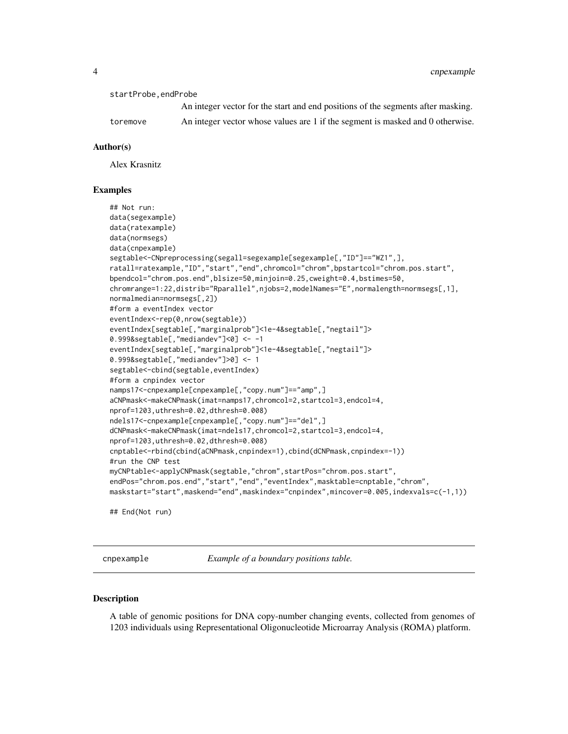startProbe,endProbe
: An integer vector for the start and end positions of the segments after masking.

toremove
: An integer vector whose values are 1 if the segment is masked and 0 otherwise.

### Author(s)

Alex Krasnitz

### Examples

```
## Not run:
data(segexample)
data(ratexample)
data(normsegs)
data(cnpexample)
segtable<-CNpreprocessing(segall=segexample[segexample[,"ID"]=="WZ1",],
ratall=ratexample,"ID","start","end",chromcol="chrom",bpstartcol="chrom.pos.start",
bpendcol="chrom.pos.end",blsize=50,minjoin=0.25,cweight=0.4,bstimes=50,
chromrange=1:22,distrib="Rparallel",njobs=2,modelNames="E",normalength=normsegs[,1],
normalmedian=normsegs[,2])
#form a eventIndex vector
eventIndex<-rep(0,nrow(segtable))
eventIndex[segtable[,"marginalprob"]<1e-4&segtable[,"negtail"]>
0.999&segtable[,"mediandev"]<0] <- -1
eventIndex[segtable[,"marginalprob"]<1e-4&segtable[,"negtail"]>
0.999&segtable[,"mediandev"]>0] <- 1
segtable<-cbind(segtable,eventIndex)
#form a cnpindex vector
namps17<-cnpexample[cnpexample[,"copy.num"]=="amp",]
aCNPmask<-makeCNPmask(imat=namps17,chromcol=2,startcol=3,endcol=4,
nprof=1203,uthresh=0.02,dthresh=0.008)
ndels17<-cnpexample[cnpexample[,"copy.num"]=="del",]
dCNPmask<-makeCNPmask(imat=ndels17,chromcol=2,startcol=3,endcol=4,
nprof=1203,uthresh=0.02,dthresh=0.008)
cnptable<-rbind(cbind(aCNPmask,cnpindex=1),cbind(dCNPmask,cnpindex=-1))
#run the CNP test
myCNPtable<-applyCNPmask(segtable,"chrom",startPos="chrom.pos.start",
endPos="chrom.pos.end","start","end","eventIndex",masktable=cnptable,"chrom",
maskstart="start",maskend="end",maskindex="cnpindex",mincover=0.005,indexvals=c(-1,1))

## End(Not run)
```

---

## cnpexample — *Example of a boundary positions table.*

### Description

A table of genomic positions for DNA copy-number changing events, collected from genomes of 1203 individuals using Representational Oligonucleotide Microarray Analysis (ROMA) platform.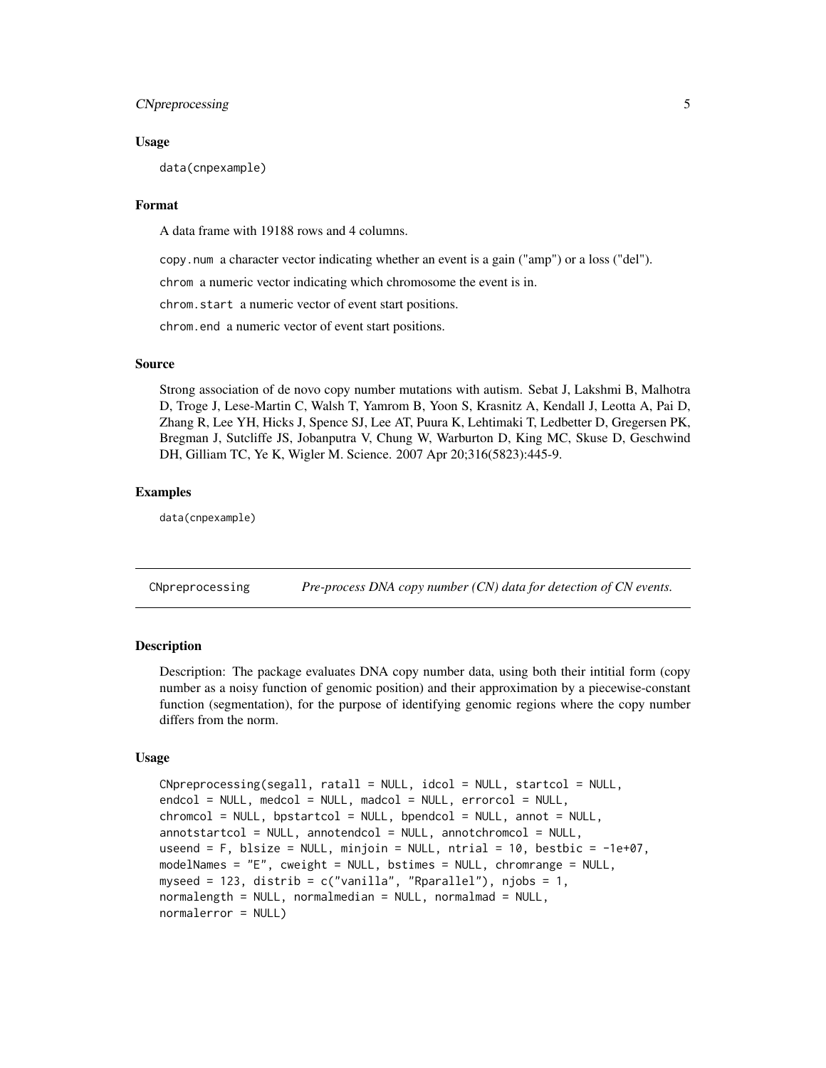### Usage

```
data(cnpexample)
```

### Format

A data frame with 19188 rows and 4 columns.

copy.num a character vector indicating whether an event is a gain ("amp") or a loss ("del").

chrom a numeric vector indicating which chromosome the event is in.

chrom.start a numeric vector of event start positions.

chrom.end a numeric vector of event start positions.

### Source

Strong association of de novo copy number mutations with autism. Sebat J, Lakshmi B, Malhotra D, Troge J, Lese-Martin C, Walsh T, Yamrom B, Yoon S, Krasnitz A, Kendall J, Leotta A, Pai D, Zhang R, Lee YH, Hicks J, Spence SJ, Lee AT, Puura K, Lehtimaki T, Ledbetter D, Gregersen PK, Bregman J, Sutcliffe JS, Jobanputra V, Chung W, Warburton D, King MC, Skuse D, Geschwind DH, Gilliam TC, Ye K, Wigler M. Science. 2007 Apr 20;316(5823):445-9.

### Examples

```
data(cnpexample)
```

---

## CNpreprocessing — *Pre-process DNA copy number (CN) data for detection of CN events.*

### Description

Description: The package evaluates DNA copy number data, using both their intitial form (copy number as a noisy function of genomic position) and their approximation by a piecewise-constant function (segmentation), for the purpose of identifying genomic regions where the copy number differs from the norm.

### Usage

```
CNpreprocessing(segall, ratall = NULL, idcol = NULL, startcol = NULL,
endcol = NULL, medcol = NULL, madcol = NULL, errorcol = NULL,
chromcol = NULL, bpstartcol = NULL, bpendcol = NULL, annot = NULL,
annotstartcol = NULL, annotendcol = NULL, annotchromcol = NULL,
useend = F, blsize = NULL, minjoin = NULL, ntrial = 10, bestbic = -1e+07,
modelNames = "E", cweight = NULL, bstimes = NULL, chromrange = NULL,
myseed = 123, distrib = c("vanilla", "Rparallel"), njobs = 1,
normalength = NULL, normalmedian = NULL, normalmad = NULL,
normalerror = NULL)
```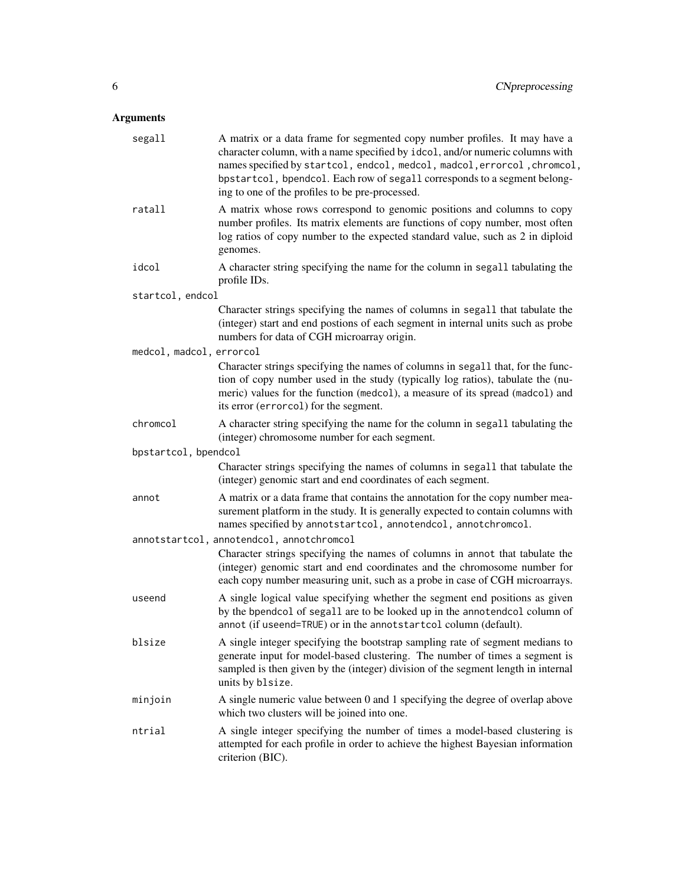## Arguments

**segall** A matrix or a data frame for segmented copy number profiles. It may have a character column, with a name specified by `idcol`, and/or numeric columns with names specified by `startcol`, `endcol`, `medcol`, `madcol`, `errorcol`, `chromcol`, `bpstartcol`, `bpendcol`. Each row of `segall` corresponds to a segment belonging to one of the profiles to be pre-processed.

**ratall** A matrix whose rows correspond to genomic positions and columns to copy number profiles. Its matrix elements are functions of copy number, most often log ratios of copy number to the expected standard value, such as 2 in diploid genomes.

**idcol** A character string specifying the name for the column in `segall` tabulating the profile IDs.

**startcol, endcol** Character strings specifying the names of columns in `segall` that tabulate the (integer) start and end postions of each segment in internal units such as probe numbers for data of CGH microarray origin.

**medcol, madcol, errorcol** Character strings specifying the names of columns in `segall` that, for the function of copy number used in the study (typically log ratios), tabulate the (numeric) values for the function (`medcol`), a measure of its spread (`madcol`) and its error (`errorcol`) for the segment.

**chromcol** A character string specifying the name for the column in `segall` tabulating the (integer) chromosome number for each segment.

**bpstartcol, bpendcol** Character strings specifying the names of columns in `segall` that tabulate the (integer) genomic start and end coordinates of each segment.

**annot** A matrix or a data frame that contains the annotation for the copy number measurement platform in the study. It is generally expected to contain columns with names specified by `annotstartcol`, `annotendcol`, `annotchromcol`.

**annotstartcol, annotendcol, annotchromcol** Character strings specifying the names of columns in `annot` that tabulate the (integer) genomic start and end coordinates and the chromosome number for each copy number measuring unit, such as a probe in case of CGH microarrays.

**useend** A single logical value specifying whether the segment end positions as given by the `bpendcol` of `segall` are to be looked up in the `annotendcol` column of `annot` (if `useend=TRUE`) or in the `annotstartcol` column (default).

**blsize** A single integer specifying the bootstrap sampling rate of segment medians to generate input for model-based clustering. The number of times a segment is sampled is then given by the (integer) division of the segment length in internal units by `blsize`.

**minjoin** A single numeric value between 0 and 1 specifying the degree of overlap above which two clusters will be joined into one.

**ntrial** A single integer specifying the number of times a model-based clustering is attempted for each profile in order to achieve the highest Bayesian information criterion (BIC).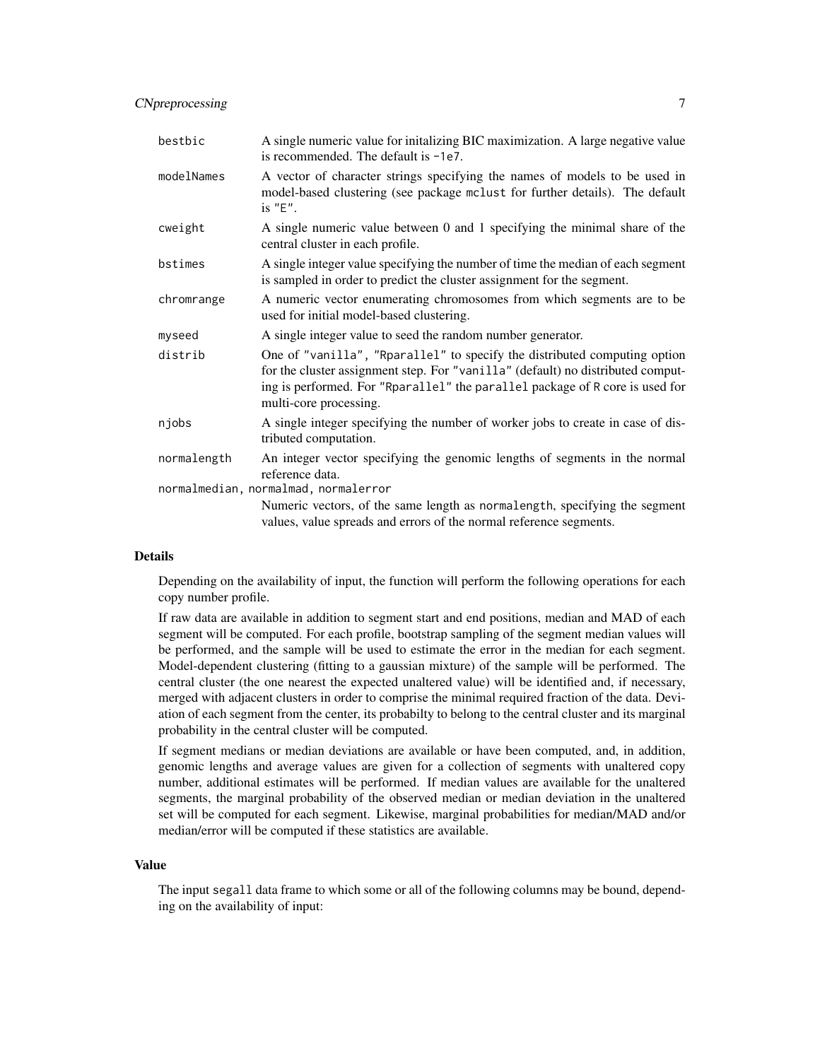| | |
|---|---|
| `bestbic` | A single numeric value for initalizing BIC maximization. A large negative value is recommended. The default is `-1e7`. |
| `modelNames` | A vector of character strings specifying the names of models to be used in model-based clustering (see package `mclust` for further details). The default is `"E"`. |
| `cweight` | A single numeric value between 0 and 1 specifying the minimal share of the central cluster in each profile. |
| `bstimes` | A single integer value specifying the number of time the median of each segment is sampled in order to predict the cluster assignment for the segment. |
| `chromrange` | A numeric vector enumerating chromosomes from which segments are to be used for initial model-based clustering. |
| `myseed` | A single integer value to seed the random number generator. |
| `distrib` | One of `"vanilla"`, `"Rparallel"` to specify the distributed computing option for the cluster assignment step. For `"vanilla"` (default) no distributed computing is performed. For `"Rparallel"` the `parallel` package of `R` core is used for multi-core processing. |
| `njobs` | A single integer specifying the number of worker jobs to create in case of distributed computation. |
| `normalength` | An integer vector specifying the genomic lengths of segments in the normal reference data. |

`normalmedian, normalmad, normalerror`
: Numeric vectors, of the same length as `normalength`, specifying the segment values, value spreads and errors of the normal reference segments.

### Details

Depending on the availability of input, the function will perform the following operations for each copy number profile.

If raw data are available in addition to segment start and end positions, median and MAD of each segment will be computed. For each profile, bootstrap sampling of the segment median values will be performed, and the sample will be used to estimate the error in the median for each segment. Model-dependent clustering (fitting to a gaussian mixture) of the sample will be performed. The central cluster (the one nearest the expected unaltered value) will be identified and, if necessary, merged with adjacent clusters in order to comprise the minimal required fraction of the data. Deviation of each segment from the center, its probabilty to belong to the central cluster and its marginal probability in the central cluster will be computed.

If segment medians or median deviations are available or have been computed, and, in addition, genomic lengths and average values are given for a collection of segments with unaltered copy number, additional estimates will be performed. If median values are available for the unaltered segments, the marginal probability of the observed median or median deviation in the unaltered set will be computed for each segment. Likewise, marginal probabilities for median/MAD and/or median/error will be computed if these statistics are available.

### Value

The input `segall` data frame to which some or all of the following columns may be bound, depending on the availability of input: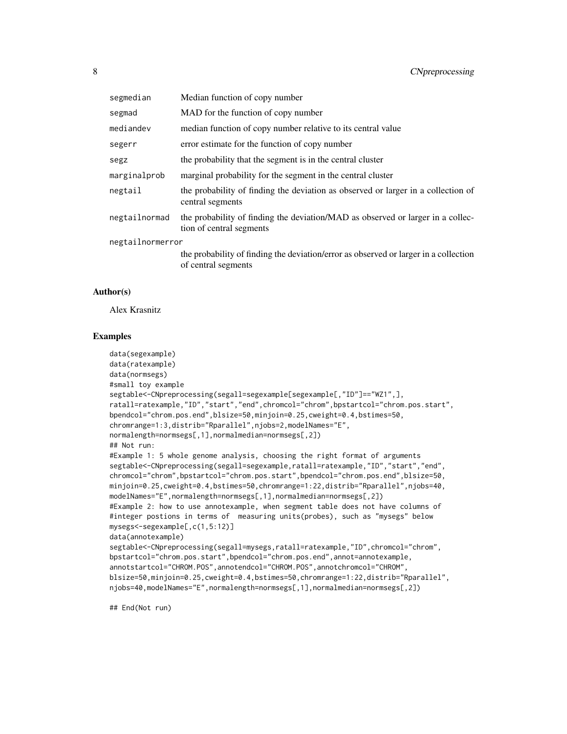| | |
|---|---|
| segmedian | Median function of copy number |
| segmad | MAD for the function of copy number |
| mediandev | median function of copy number relative to its central value |
| segerr | error estimate for the function of copy number |
| segz | the probability that the segment is in the central cluster |
| marginalprob | marginal probability for the segment in the central cluster |
| negtail | the probability of finding the deviation as observed or larger in a collection of central segments |
| negtailnormad | the probability of finding the deviation/MAD as observed or larger in a collection of central segments |
| negtailnormerror | the probability of finding the deviation/error as observed or larger in a collection of central segments |

## Author(s)

Alex Krasnitz

## Examples

```
data(segexample)
data(ratexample)
data(normsegs)
#small toy example
segtable<-CNpreprocessing(segall=segexample[segexample[,"ID"]=="WZ1",],
ratall=ratexample,"ID","start","end",chromcol="chrom",bpstartcol="chrom.pos.start",
bpendcol="chrom.pos.end",blsize=50,minjoin=0.25,cweight=0.4,bstimes=50,
chromrange=1:3,distrib="Rparallel",njobs=2,modelNames="E",
normalength=normsegs[,1],normalmedian=normsegs[,2])
## Not run:
#Example 1: 5 whole genome analysis, choosing the right format of arguments
segtable<-CNpreprocessing(segall=segexample,ratall=ratexample,"ID","start","end",
chromcol="chrom",bpstartcol="chrom.pos.start",bpendcol="chrom.pos.end",blsize=50,
minjoin=0.25,cweight=0.4,bstimes=50,chromrange=1:22,distrib="Rparallel",njobs=40,
modelNames="E",normalength=normsegs[,1],normalmedian=normsegs[,2])
#Example 2: how to use annotexample, when segment table does not have columns of
#integer postions in terms of  measuring units(probes), such as "mysegs" below
mysegs<-segexample[,c(1,5:12)]
data(annotexample)
segtable<-CNpreprocessing(segall=mysegs,ratall=ratexample,"ID",chromcol="chrom",
bpstartcol="chrom.pos.start",bpendcol="chrom.pos.end",annot=annotexample,
annotstartcol="CHROM.POS",annotendcol="CHROM.POS",annotchromcol="CHROM",
blsize=50,minjoin=0.25,cweight=0.4,bstimes=50,chromrange=1:22,distrib="Rparallel",
njobs=40,modelNames="E",normalength=normsegs[,1],normalmedian=normsegs[,2])

## End(Not run)
```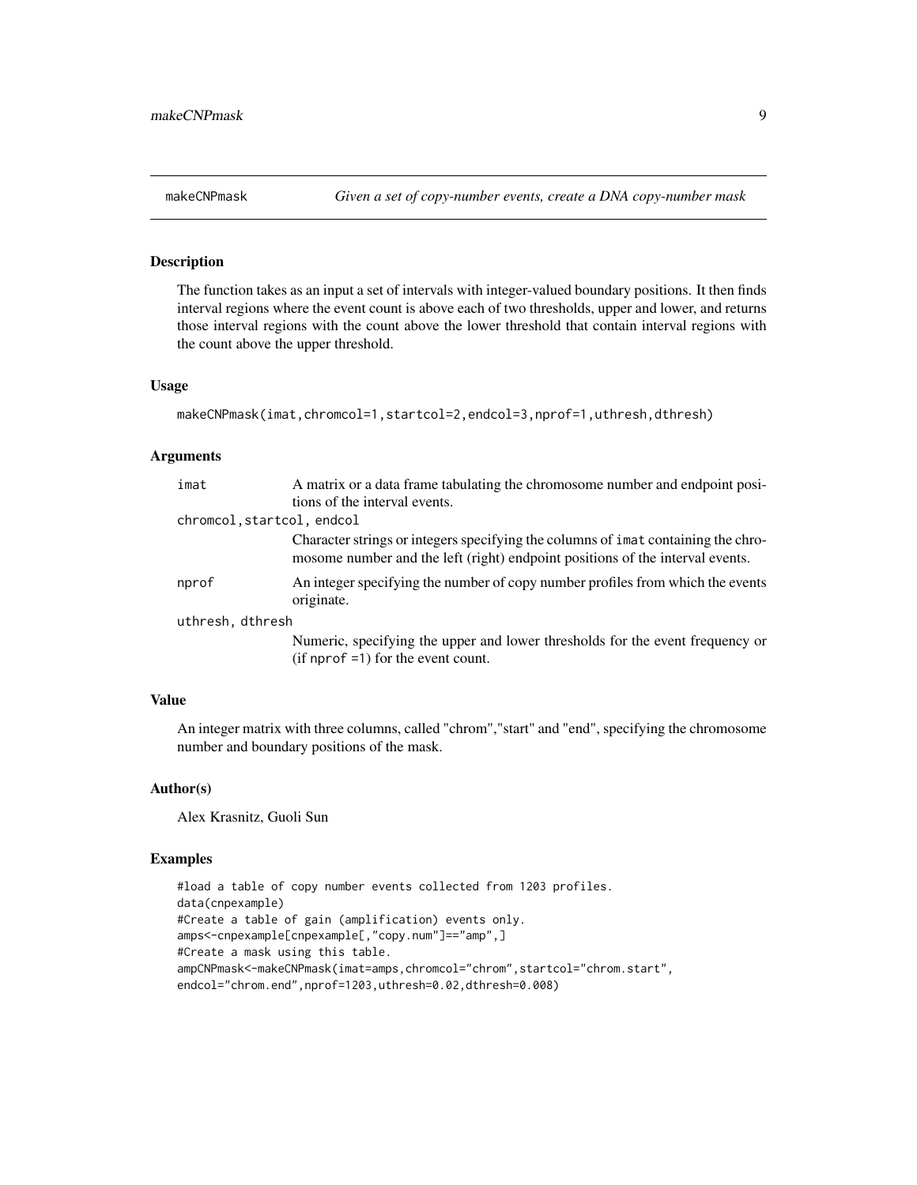## makeCNPmask — *Given a set of copy-number events, create a DNA copy-number mask*

### Description

The function takes as an input a set of intervals with integer-valued boundary positions. It then finds interval regions where the event count is above each of two thresholds, upper and lower, and returns those interval regions with the count above the lower threshold that contain interval regions with the count above the upper threshold.

### Usage

```
makeCNPmask(imat,chromcol=1,startcol=2,endcol=3,nprof=1,uthresh,dthresh)
```

### Arguments

| | |
|---|---|
| `imat` | A matrix or a data frame tabulating the chromosome number and endpoint positions of the interval events. |
| `chromcol,startcol, endcol` | Character strings or integers specifying the columns of `imat` containing the chromosome number and the left (right) endpoint positions of the interval events. |
| `nprof` | An integer specifying the number of copy number profiles from which the events originate. |
| `uthresh, dthresh` | Numeric, specifying the upper and lower thresholds for the event frequency or (if `nprof =1`) for the event count. |

### Value

An integer matrix with three columns, called "chrom","start" and "end", specifying the chromosome number and boundary positions of the mask.

### Author(s)

Alex Krasnitz, Guoli Sun

### Examples

```
#load a table of copy number events collected from 1203 profiles.
data(cnpexample)
#Create a table of gain (amplification) events only.
amps<-cnpexample[cnpexample[,"copy.num"]=="amp",]
#Create a mask using this table.
ampCNPmask<-makeCNPmask(imat=amps,chromcol="chrom",startcol="chrom.start",
endcol="chrom.end",nprof=1203,uthresh=0.02,dthresh=0.008)
```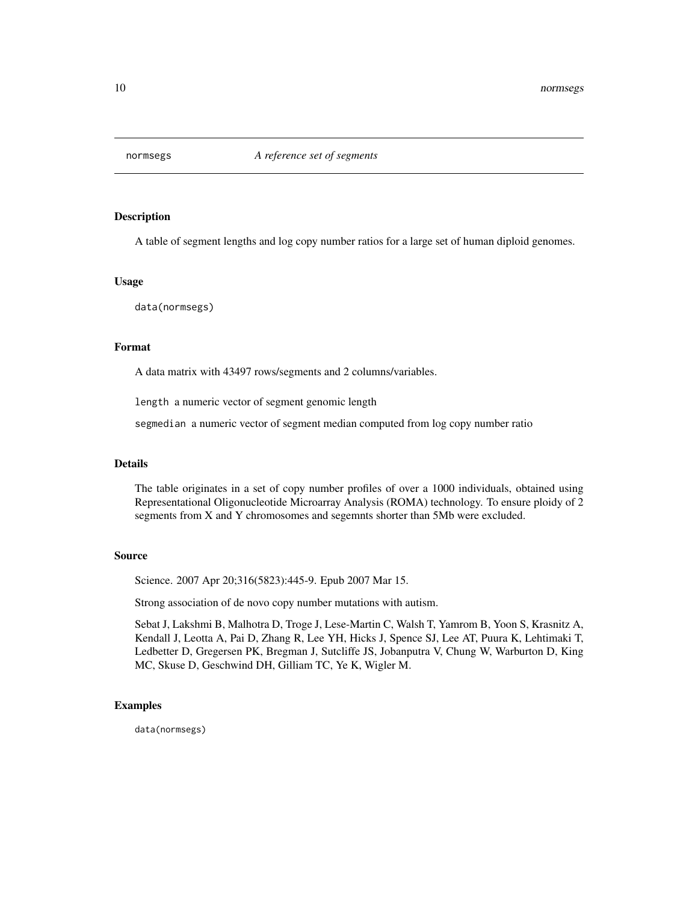# normsegs — *A reference set of segments*

## Description

A table of segment lengths and log copy number ratios for a large set of human diploid genomes.

## Usage

```
data(normsegs)
```

## Format

A data matrix with 43497 rows/segments and 2 columns/variables.

`length` a numeric vector of segment genomic length

`segmedian` a numeric vector of segment median computed from log copy number ratio

## Details

The table originates in a set of copy number profiles of over a 1000 individuals, obtained using Representational Oligonucleotide Microarray Analysis (ROMA) technology. To ensure ploidy of 2 segments from X and Y chromosomes and segemnts shorter than 5Mb were excluded.

## Source

Science. 2007 Apr 20;316(5823):445-9. Epub 2007 Mar 15.

Strong association of de novo copy number mutations with autism.

Sebat J, Lakshmi B, Malhotra D, Troge J, Lese-Martin C, Walsh T, Yamrom B, Yoon S, Krasnitz A, Kendall J, Leotta A, Pai D, Zhang R, Lee YH, Hicks J, Spence SJ, Lee AT, Puura K, Lehtimaki T, Ledbetter D, Gregersen PK, Bregman J, Sutcliffe JS, Jobanputra V, Chung W, Warburton D, King MC, Skuse D, Geschwind DH, Gilliam TC, Ye K, Wigler M.

## Examples

```
data(normsegs)
```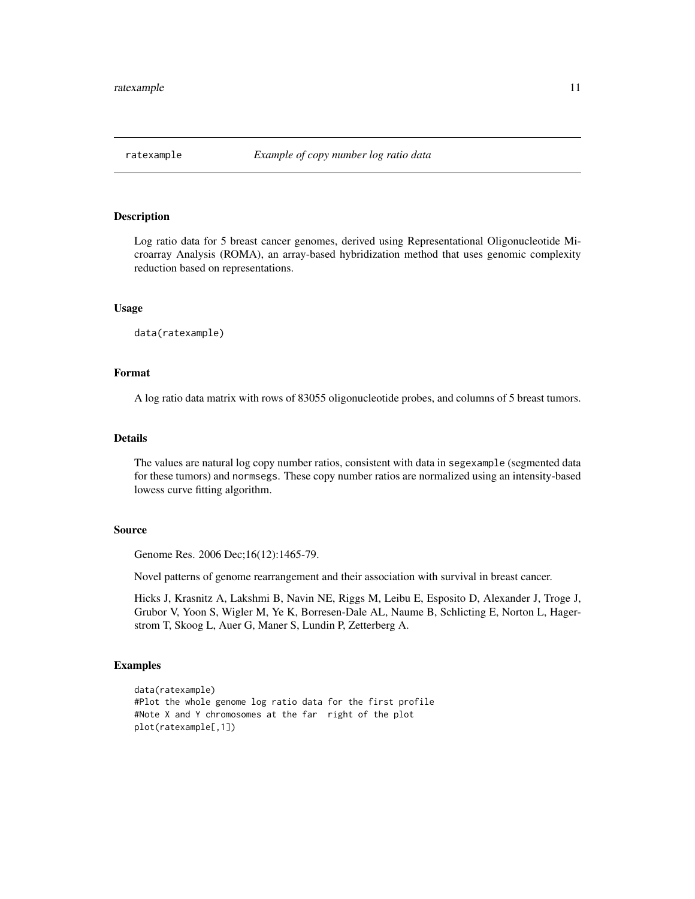## ratexample — *Example of copy number log ratio data*

### Description

Log ratio data for 5 breast cancer genomes, derived using Representational Oligonucleotide Microarray Analysis (ROMA), an array-based hybridization method that uses genomic complexity reduction based on representations.

### Usage

```
data(ratexample)
```

### Format

A log ratio data matrix with rows of 83055 oligonucleotide probes, and columns of 5 breast tumors.

### Details

The values are natural log copy number ratios, consistent with data in `segexample` (segmented data for these tumors) and `normsegs`. These copy number ratios are normalized using an intensity-based lowess curve fitting algorithm.

### Source

Genome Res. 2006 Dec;16(12):1465-79.

Novel patterns of genome rearrangement and their association with survival in breast cancer.

Hicks J, Krasnitz A, Lakshmi B, Navin NE, Riggs M, Leibu E, Esposito D, Alexander J, Troge J, Grubor V, Yoon S, Wigler M, Ye K, Borresen-Dale AL, Naume B, Schlicting E, Norton L, Hagerstrom T, Skoog L, Auer G, Maner S, Lundin P, Zetterberg A.

### Examples

```
data(ratexample)
#Plot the whole genome log ratio data for the first profile
#Note X and Y chromosomes at the far  right of the plot
plot(ratexample[,1])
```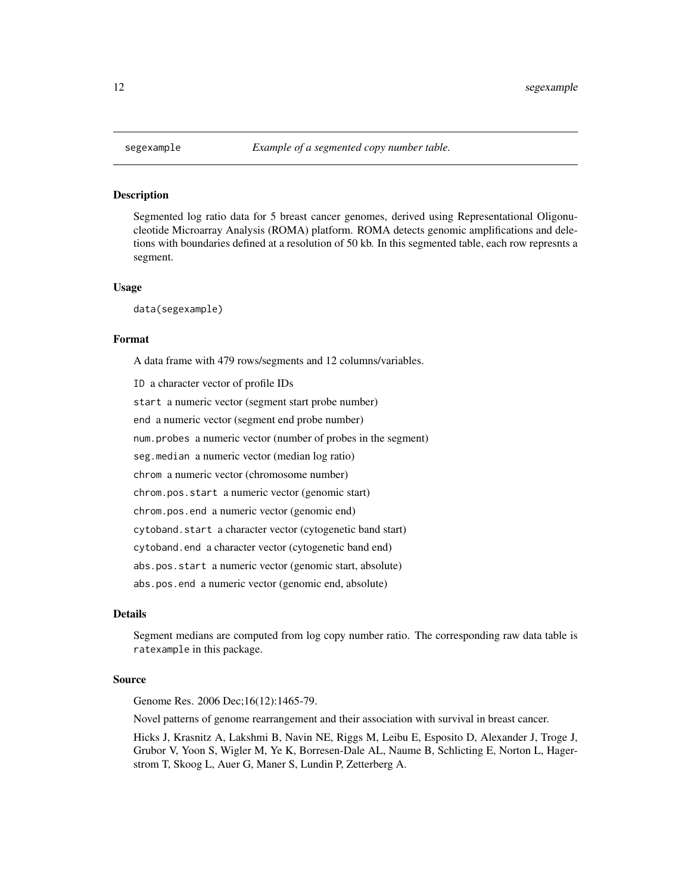## segexample &nbsp;&nbsp;&nbsp;&nbsp; *Example of a segmented copy number table.*

### Description

Segmented log ratio data for 5 breast cancer genomes, derived using Representational Oligonucleotide Microarray Analysis (ROMA) platform. ROMA detects genomic amplifications and deletions with boundaries defined at a resolution of 50 kb. In this segmented table, each row represnts a segment.

### Usage

```
data(segexample)
```

### Format

A data frame with 479 rows/segments and 12 columns/variables.

`ID` a character vector of profile IDs

`start` a numeric vector (segment start probe number)

`end` a numeric vector (segment end probe number)

`num.probes` a numeric vector (number of probes in the segment)

`seg.median` a numeric vector (median log ratio)

`chrom` a numeric vector (chromosome number)

`chrom.pos.start` a numeric vector (genomic start)

`chrom.pos.end` a numeric vector (genomic end)

`cytoband.start` a character vector (cytogenetic band start)

`cytoband.end` a character vector (cytogenetic band end)

`abs.pos.start` a numeric vector (genomic start, absolute)

`abs.pos.end` a numeric vector (genomic end, absolute)

### Details

Segment medians are computed from log copy number ratio. The corresponding raw data table is `ratexample` in this package.

### Source

Genome Res. 2006 Dec;16(12):1465-79.

Novel patterns of genome rearrangement and their association with survival in breast cancer.

Hicks J, Krasnitz A, Lakshmi B, Navin NE, Riggs M, Leibu E, Esposito D, Alexander J, Troge J, Grubor V, Yoon S, Wigler M, Ye K, Borresen-Dale AL, Naume B, Schlicting E, Norton L, Hagerstrom T, Skoog L, Auer G, Maner S, Lundin P, Zetterberg A.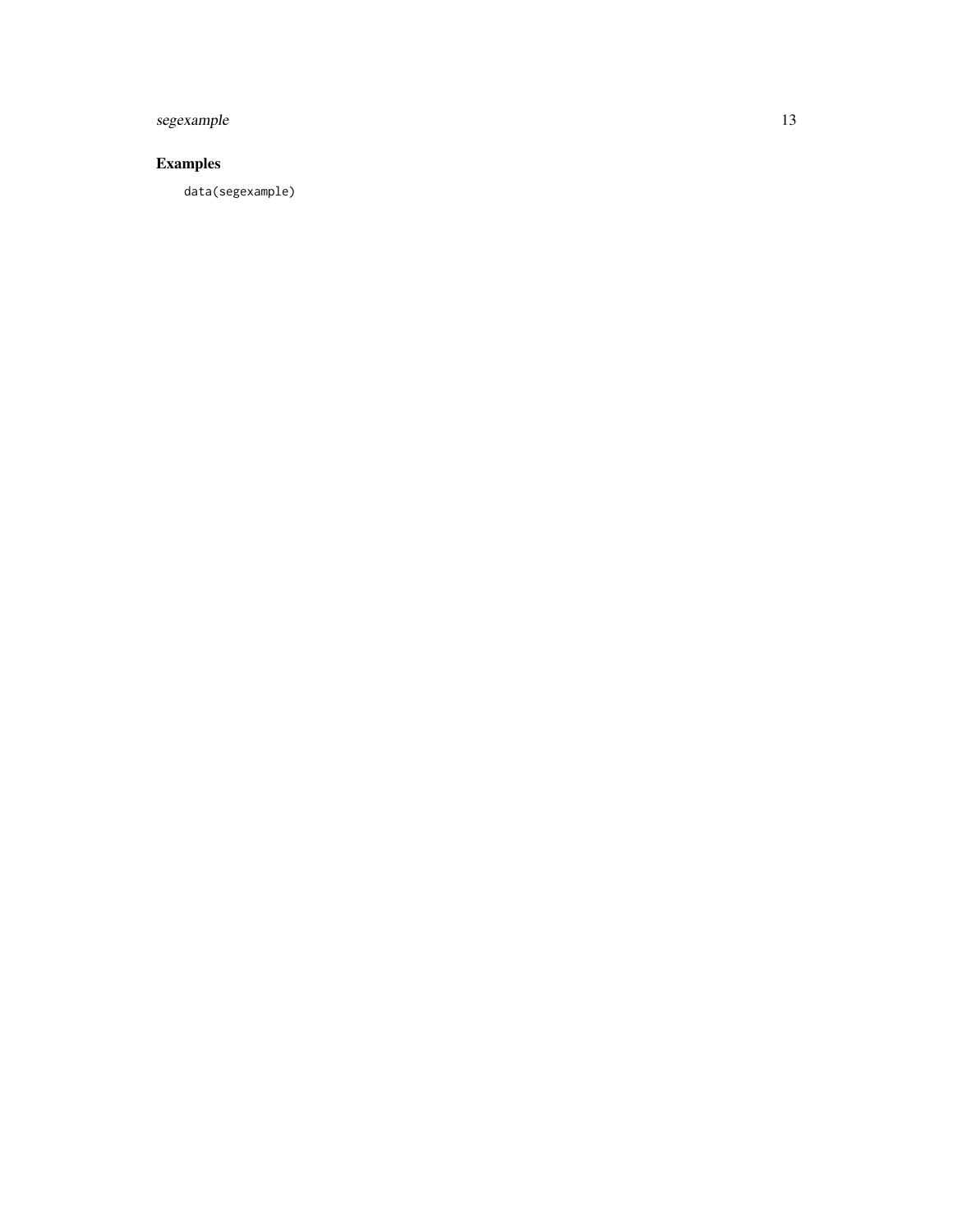## Examples

```
data(segexample)
```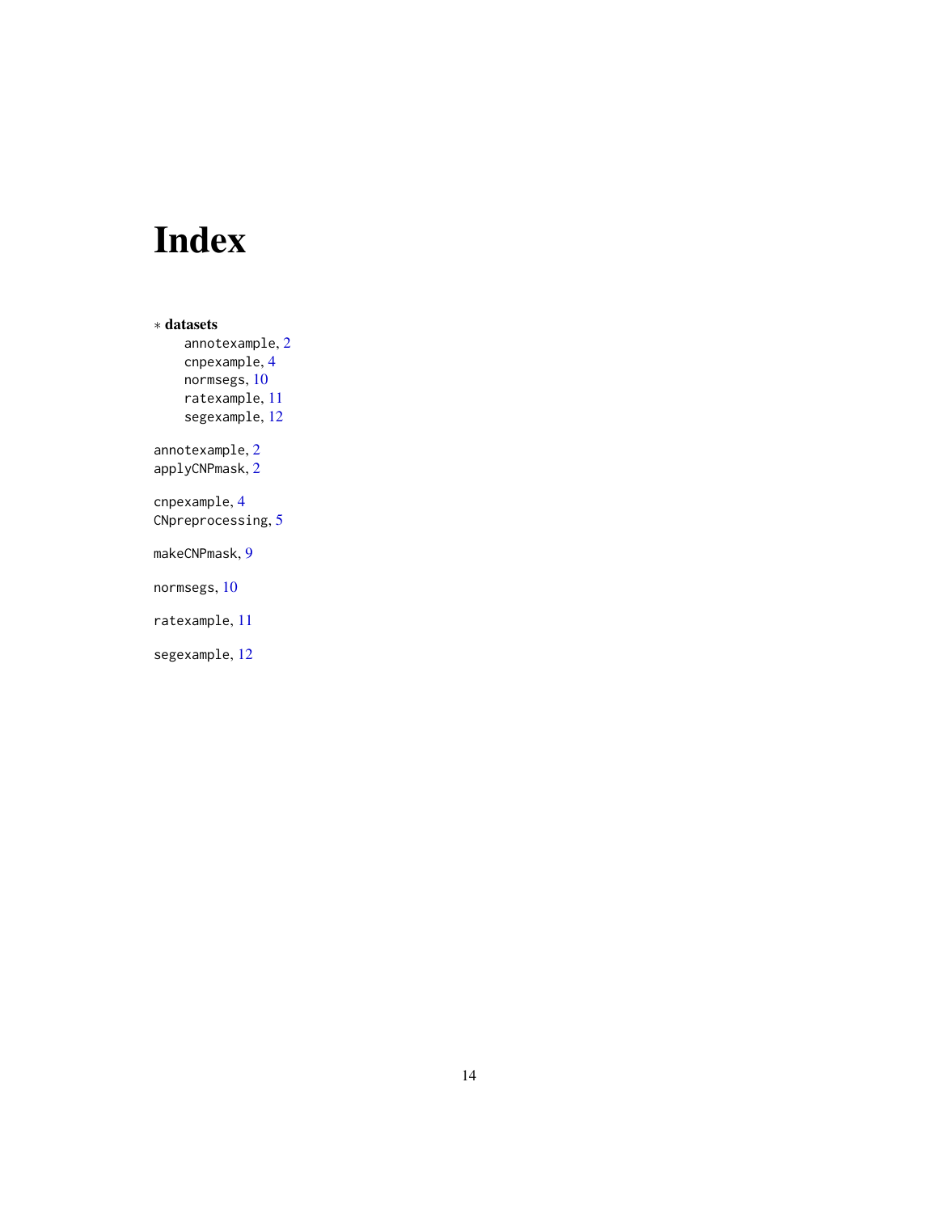# Index

* **datasets**
    - annotexample, 2
    - cnpexample, 4
    - normsegs, 10
    - ratexample, 11
    - segexample, 12

annotexample, 2
applyCNPmask, 2

cnpexample, 4
CNpreprocessing, 5

makeCNPmask, 9

normsegs, 10

ratexample, 11

segexample, 12